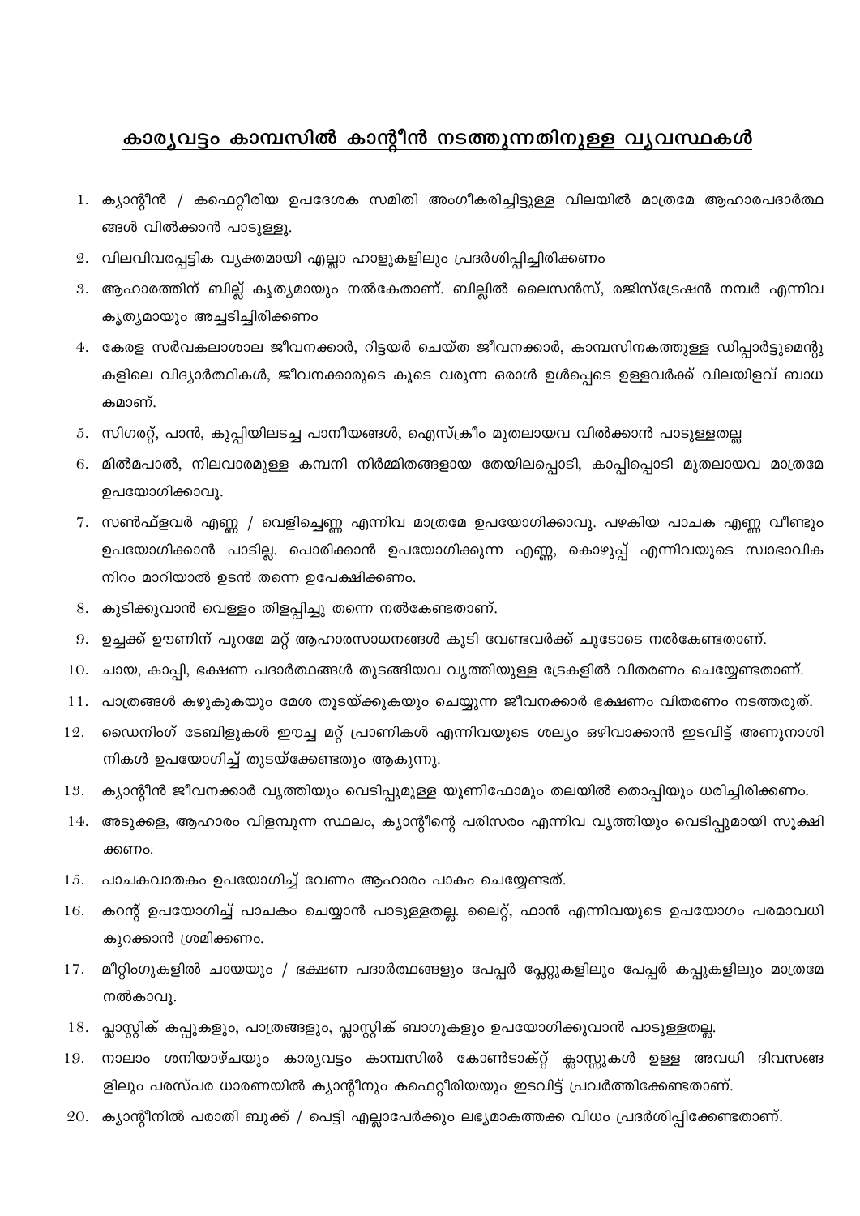# കാര്യവട്ടം കാമ്പസിൽ കാന്റീൻ നടത്തുന്നതിനുള്ള വ്യവസ്ഥകൾ

1. ക്യാന്റീൻ / കഫെറ്റീരിയ ഉപദേശക സമിതി അംഗീകരിച്ചിട്ടുള്ള വിലയിൽ മാത്രമേ ആഹാരപദാർത്ഥങ്ങൾ വിൽക്കാൻ പാടുള്ളൂ.
2. വിലവിവരപ്പട്ടിക വ്യക്തമായി എല്ലാ ഹാളുകളിലും പ്രദർശിപ്പിച്ചിരിക്കണം
3. ആഹാരത്തിന് ബില്ല് കൃത്യമായും നൽകേതാണ്. ബില്ലിൽ ലൈസൻസ്, രജിസ്ട്രേഷൻ നമ്പർ എന്നിവ കൃത്യമായും അച്ചടിച്ചിരിക്കണം
4. കേരള സർവകലാശാല ജീവനക്കാർ, റിട്ടയർ ചെയ്ത ജീവനക്കാർ, കാമ്പസിനകത്തുള്ള ഡിപ്പാർട്ടുമെന്റുകളിലെ വിദ്യാർത്ഥികൾ, ജീവനക്കാരുടെ കൂടെ വരുന്ന ഒരാൾ ഉൾപ്പെടെ ഉള്ളവർക്ക് വിലയിളവ് ബാധകമാണ്.
5. സിഗരറ്റ്, പാൻ, കുപ്പിയിലടച്ച പാനീയങ്ങൾ, ഐസ്ക്രീം മുതലായവ വിൽക്കാൻ പാടുള്ളതല്ല
6. മിൽമപാൽ, നിലവാരമുള്ള കമ്പനി നിർമ്മിതങ്ങളായ തേയിലപ്പൊടി, കാപ്പിപ്പൊടി മുതലായവ മാത്രമേ ഉപയോഗിക്കാവൂ.
7. സൺഫ്ളവർ എണ്ണ / വെളിച്ചെണ്ണ എന്നിവ മാത്രമേ ഉപയോഗിക്കാവൂ. പഴകിയ പാചക എണ്ണ വീണ്ടും ഉപയോഗിക്കാൻ പാടില്ല. പൊരിക്കാൻ ഉപയോഗിക്കുന്ന എണ്ണ, കൊഴുപ്പ് എന്നിവയുടെ സ്വാഭാവിക നിറം മാറിയാൽ ഉടൻ തന്നെ ഉപേക്ഷിക്കണം.
8. കുടിക്കുവാൻ വെള്ളം തിളപ്പിച്ചു തന്നെ നൽകേണ്ടതാണ്.
9. ഉച്ചക്ക് ഊണിന് പുറമേ മറ്റ് ആഹാരസാധനങ്ങൾ കൂടി വേണ്ടവർക്ക് ചൂടോടെ നൽകേണ്ടതാണ്.
10. ചായ, കാപ്പി, ഭക്ഷണ പദാർത്ഥങ്ങൾ തുടങ്ങിയവ വൃത്തിയുള്ള ട്രേകളിൽ വിതരണം ചെയ്യേണ്ടതാണ്.
11. പാത്രങ്ങൾ കഴുകുകയും മേശ തുടയ്ക്കുകയും ചെയ്യുന്ന ജീവനക്കാർ ഭക്ഷണം വിതരണം നടത്തരുത്.
12. ഡൈനിംഗ് ടേബിളുകൾ ഈച്ച മറ്റ് പ്രാണികൾ എന്നിവയുടെ ശല്യം ഒഴിവാക്കാൻ ഇടവിട്ട് അണുനാശിനികൾ ഉപയോഗിച്ച് തുടയ്ക്കേണ്ടതും ആകുന്നു.
13. ക്യാന്റീൻ ജീവനക്കാർ വൃത്തിയും വെടിപ്പുമുള്ള യൂണിഫോമും തലയിൽ തൊപ്പിയും ധരിച്ചിരിക്കണം.
14. അടുക്കള, ആഹാരം വിളമ്പുന്ന സ്ഥലം, ക്യാന്റീന്റെ പരിസരം എന്നിവ വൃത്തിയും വെടിപ്പുമായി സൂക്ഷിക്കണം.
15. പാചകവാതകം ഉപയോഗിച്ച് വേണം ആഹാരം പാകം ചെയ്യേണ്ടത്.
16. കറന്റ് ഉപയോഗിച്ച് പാചകം ചെയ്യാൻ പാടുള്ളതല്ല. ലൈറ്റ്, ഫാൻ എന്നിവയുടെ ഉപയോഗം പരമാവധി കുറക്കാൻ ശ്രമിക്കണം.
17. മീറ്റിംഗുകളിൽ ചായയും / ഭക്ഷണ പദാർത്ഥങ്ങളും പേപ്പർ പ്ലേറ്റുകളിലും പേപ്പർ കപ്പുകളിലും മാത്രമേ നൽകാവൂ.
18. പ്ലാസ്റ്റിക് കപ്പുകളും, പാത്രങ്ങളും, പ്ലാസ്റ്റിക് ബാഗുകളും ഉപയോഗിക്കുവാൻ പാടുള്ളതല്ല.
19. നാലാം ശനിയാഴ്ചയും കാര്യവട്ടം കാമ്പസിൽ കോൺടാക്റ്റ് ക്ലാസ്സുകൾ ഉള്ള അവധി ദിവസങ്ങളിലും പരസ്പര ധാരണയിൽ ക്യാന്റീനും കഫെറ്റീരിയയും ഇടവിട്ട് പ്രവർത്തിക്കേണ്ടതാണ്.
20. ക്യാന്റീനിൽ പരാതി ബുക്ക് / പെട്ടി എല്ലാപേർക്കും ലഭ്യമാകത്തക്ക വിധം പ്രദർശിപ്പിക്കേണ്ടതാണ്.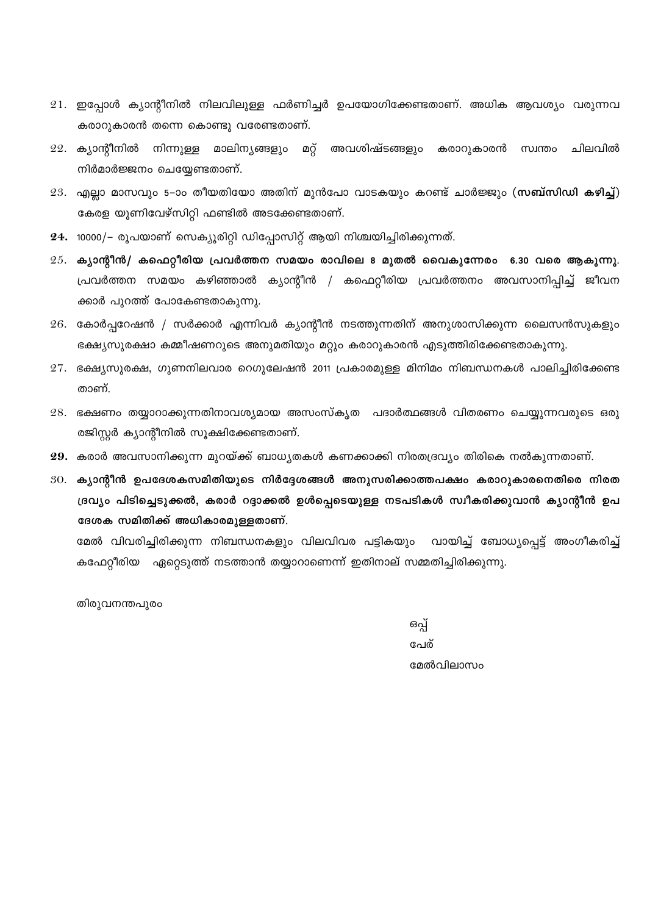21. ഇപ്പോൾ ക്യാന്റീനിൽ നിലവിലുള്ള ഫർണിച്ചർ ഉപയോഗിക്കേണ്ടതാണ്. അധിക ആവശ്യം വരുന്നവ കരാറുകാരൻ തന്നെ കൊണ്ടു വരേണ്ടതാണ്.
22. ക്യാന്റീനിൽ നിന്നുള്ള മാലിന്യങ്ങളും മറ്റ് അവശിഷ്ടങ്ങളും കരാറുകാരൻ സ്വന്തം ചിലവിൽ നിർമാർജ്ജനം ചെയ്യേണ്ടതാണ്.
23. എല്ലാ മാസവും 5–ാം തീയതിയോ അതിന് മുൻപോ വാടകയും കറണ്ട് ചാർജ്ജും (**സബ്സിഡി കഴിച്ച്**) കേരള യൂണിവേഴ്സിറ്റി ഫണ്ടിൽ അടക്കേണ്ടതാണ്.
24. 10000/– രൂപയാണ് സെക്യൂരിറ്റി ഡിപ്പോസിറ്റ് ആയി നിശ്ചയിച്ചിരിക്കുന്നത്.
25. **ക്യാന്റീൻ/ കഫെറ്റീരിയ പ്രവർത്തന സമയം രാവിലെ 8 മുതൽ വൈകുന്നേരം 6.30 വരെ ആകുന്നു.** പ്രവർത്തന സമയം കഴിഞ്ഞാൽ ക്യാന്റീൻ / കഫെറ്റീരിയ പ്രവർത്തനം അവസാനിപ്പിച്ച് ജീവനക്കാർ പുറത്ത് പോകേണ്ടതാകുന്നു.
26. കോർപ്പറേഷൻ / സർക്കാർ എന്നിവർ ക്യാന്റീൻ നടത്തുന്നതിന് അനുശാസിക്കുന്ന ലൈസൻസുകളും ഭക്ഷ്യസുരക്ഷാ കമ്മീഷണറുടെ അനുമതിയും മറ്റും കരാറുകാരൻ എടുത്തിരിക്കേണ്ടതാകുന്നു.
27. ഭക്ഷ്യസുരക്ഷ, ഗുണനിലവാര റെഗുലേഷൻ 2011 പ്രകാരമുള്ള മിനിമം നിബന്ധനകൾ പാലിച്ചിരിക്കേണ്ടതാണ്.
28. ഭക്ഷണം തയ്യാറാക്കുന്നതിനാവശ്യമായ അസംസ്കൃത പദാർത്ഥങ്ങൾ വിതരണം ചെയ്യുന്നവരുടെ ഒരു രജിസ്റ്റർ ക്യാന്റീനിൽ സൂക്ഷിക്കേണ്ടതാണ്.
29. കരാർ അവസാനിക്കുന്ന മുറയ്ക്ക് ബാധ്യതകൾ കണക്കാക്കി നിരതദ്രവ്യം തിരികെ നൽകുന്നതാണ്.
30. **ക്യാന്റീൻ ഉപദേശകസമിതിയുടെ നിർദ്ദേശങ്ങൾ അനുസരിക്കാത്തപക്ഷം കരാറുകാരനെതിരെ നിരത ദ്രവ്യം പിടിച്ചെടുക്കൽ, കരാർ റദ്ദാക്കൽ ഉൾപ്പെടെയുള്ള നടപടികൾ സ്വീകരിക്കുവാൻ ക്യാന്റീൻ ഉപ ദേശക സമിതിക്ക് അധികാരമുള്ളതാണ്.**

മേൽ വിവരിച്ചിരിക്കുന്ന നിബന്ധനകളും വിലവിവര പട്ടികയും വായിച്ച് ബോധ്യപ്പെട്ട് അംഗീകരിച്ച് കഫേറ്റീരിയ ഏറ്റെടുത്ത് നടത്താൻ തയ്യാറാണെന്ന് ഇതിനാല് സമ്മതിച്ചിരിക്കുന്നു.

തിരുവനന്തപുരം

ഒപ്പ്

പേര്

മേൽവിലാസം